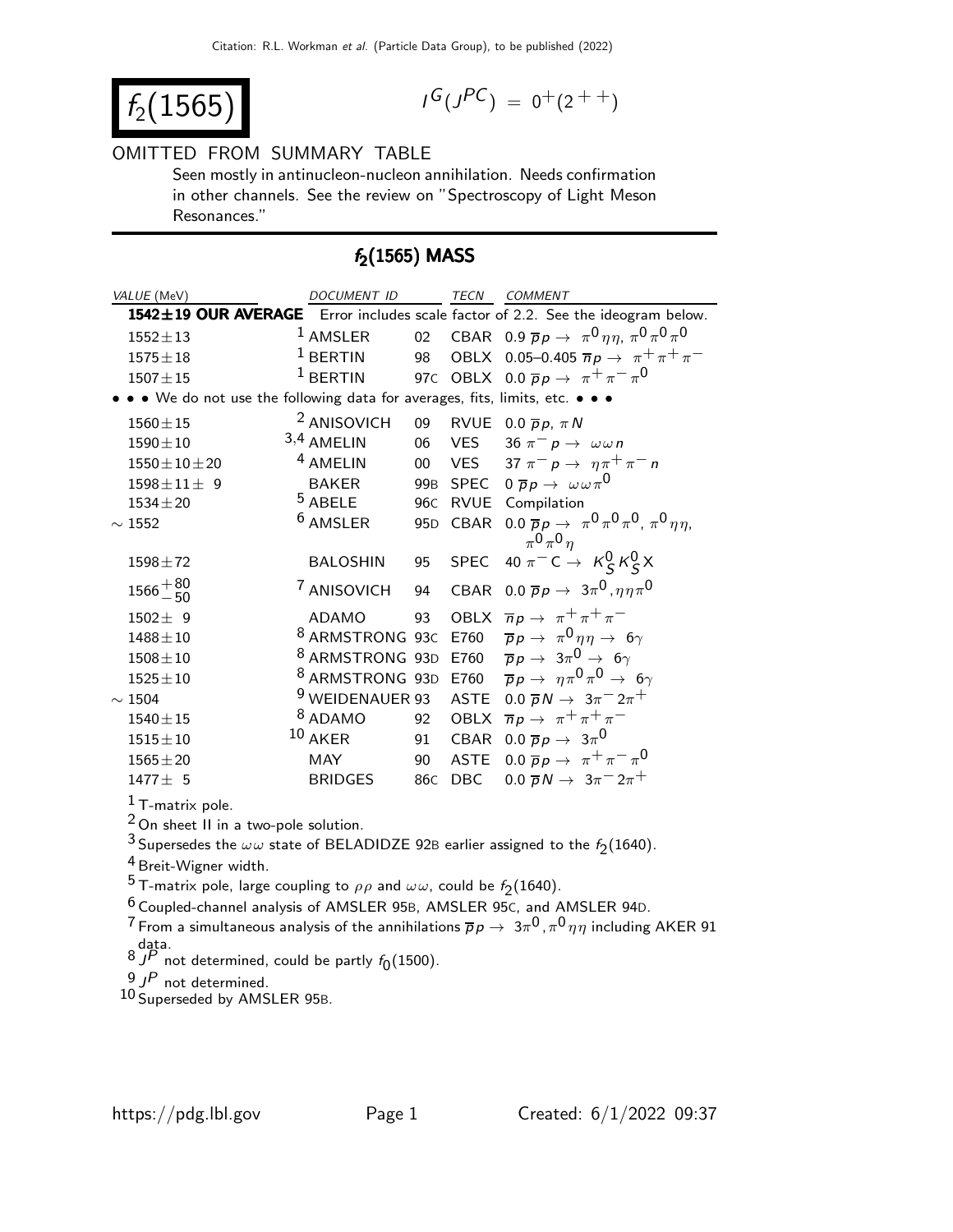# $f_2(1565)$

$I^G(J^{PC}) = 0^+(2^{++})$

OMITTED FROM SUMMARY TABLE

Seen mostly in antinucleon-nucleon annihilation. Needs confirmation in other channels. See the review on "Spectroscopy of Light Meson Resonances."

## $f_2(1565)$ MASS

| VALUE (MeV) | DOCUMENT ID | | TECN | COMMENT |
|---|---|---|---|---|
| **1542±19 OUR AVERAGE** | Error includes scale factor of 2.2. See the ideogram below. | | | |
| 1552±13 | [1] AMSLER | 02 | CBAR | 0.9 $\overline{p}p \rightarrow \pi^0\eta\eta$, $\pi^0\pi^0\pi^0$ |
| 1575±18 | [1] BERTIN | 98 | OBLX | 0.05–0.405 $\overline{n}p \rightarrow \pi^+\pi^+\pi^-$ |
| 1507±15 | [1] BERTIN | 97C | OBLX | 0.0 $\overline{p}p \rightarrow \pi^+\pi^-\pi^0$ |
| • • • We do not use the following data for averages, fits, limits, etc. • • • | | | | |
| 1560±15 | [2] ANISOVICH | 09 | RVUE | 0.0 $\overline{p}p$, $\pi N$ |
| 1590±10 | [3,4] AMELIN | 06 | VES | 36 $\pi^- p \rightarrow \omega\omega n$ |
| 1550±10±20 | [4] AMELIN | 00 | VES | 37 $\pi^- p \rightarrow \eta\pi^+\pi^- n$ |
| 1598±11± 9 | BAKER | 99B | SPEC | 0 $\overline{p}p \rightarrow \omega\omega\pi^0$ |
| 1534±20 | [5] ABELE | 96C | RVUE | Compilation |
| ~ 1552 | [6] AMSLER | 95D | CBAR | 0.0 $\overline{p}p \rightarrow \pi^0\pi^0\pi^0$, $\pi^0\eta\eta$, $\pi^0\pi^0\eta$ |
| 1598±72 | BALOSHIN | 95 | SPEC | 40 $\pi^- C \rightarrow K^0_S K^0_S X$ |
| $1566^{+80}_{-50}$ | [7] ANISOVICH | 94 | CBAR | 0.0 $\overline{p}p \rightarrow 3\pi^0$, $\eta\eta\pi^0$ |
| 1502± 9 | ADAMO | 93 | OBLX | $\overline{n}p \rightarrow \pi^+\pi^+\pi^-$ |
| 1488±10 | [8] ARMSTRONG | 93C | E760 | $\overline{p}p \rightarrow \pi^0\eta\eta \rightarrow 6\gamma$ |
| 1508±10 | [8] ARMSTRONG | 93D | E760 | $\overline{p}p \rightarrow 3\pi^0 \rightarrow 6\gamma$ |
| 1525±10 | [8] ARMSTRONG | 93D | E760 | $\overline{p}p \rightarrow \eta\pi^0\pi^0 \rightarrow 6\gamma$ |
| ~ 1504 | [9] WEIDENAUER | 93 | ASTE | 0.0 $\overline{p}N \rightarrow 3\pi^- 2\pi^+$ |
| 1540±15 | [8] ADAMO | 92 | OBLX | $\overline{n}p \rightarrow \pi^+\pi^+\pi^-$ |
| 1515±10 | [10] AKER | 91 | CBAR | 0.0 $\overline{p}p \rightarrow 3\pi^0$ |
| 1565±20 | MAY | 90 | ASTE | 0.0 $\overline{p}p \rightarrow \pi^+\pi^-\pi^0$ |
| 1477± 5 | BRIDGES | 86C | DBC | 0.0 $\overline{p}N \rightarrow 3\pi^- 2\pi^+$ |

[1] T-matrix pole.

[2] On sheet II in a two-pole solution.

[3] Supersedes the $\omega\omega$ state of BELADIDZE 92B earlier assigned to the $f_2(1640)$.

[4] Breit-Wigner width.

[5] T-matrix pole, large coupling to $\rho\rho$ and $\omega\omega$, could be $f_2(1640)$.

[6] Coupled-channel analysis of AMSLER 95B, AMSLER 95C, and AMSLER 94D.

[7] From a simultaneous analysis of the annihilations $\overline{p}p \rightarrow 3\pi^0$, $\pi^0\eta\eta$ including AKER 91 data.

[8] $J^P$ not determined, could be partly $f_0(1500)$.

[9] $J^P$ not determined.

[10] Superseded by AMSLER 95B.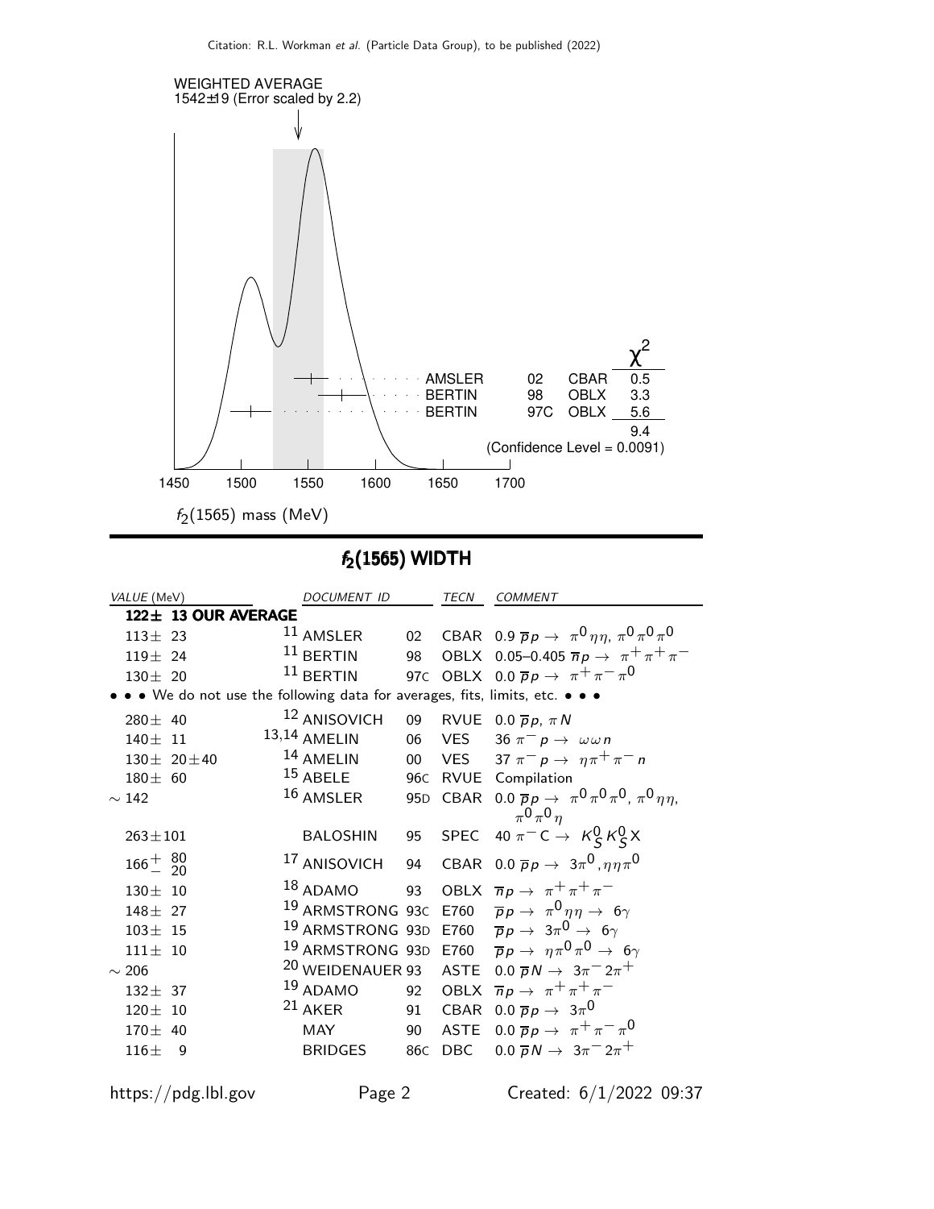WEIGHTED AVERAGE
1542±19 (Error scaled by 2.2)

| | | | $\chi^2$ |
|---|---|---|---|
| AMSLER | 02 | CBAR | 0.5 |
| BERTIN | 98 | OBLX | 3.3 |
| BERTIN | 97C | OBLX | 5.6 |
| | | | 9.4 |

(Confidence Level = 0.0091)

1450 1500 1550 1600 1650 1700

$f_2(1565)$ mass (MeV)

## $f_2(1565)$ WIDTH

| VALUE (MeV) | DOCUMENT ID | | TECN | COMMENT |
|---|---|---|---|---|
| **122± 13 OUR AVERAGE** | | | | |
| 113± 23 | [11] AMSLER | 02 | CBAR | 0.9 $\overline{p}p \to \pi^0\eta\eta$, $\pi^0\pi^0\pi^0$ |
| 119± 24 | [11] BERTIN | 98 | OBLX | 0.05–0.405 $\overline{n}p \to \pi^+\pi^+\pi^-$ |
| 130± 20 | [11] BERTIN | 97C | OBLX | 0.0 $\overline{p}p \to \pi^+\pi^-\pi^0$ |
| • • • We do not use the following data for averages, fits, limits, etc. • • • | | | | |
| 280± 40 | [12] ANISOVICH | 09 | RVUE | 0.0 $\overline{p}p$, $\pi N$ |
| 140± 11 | [13,14] AMELIN | 06 | VES | 36 $\pi^- p \to \omega\omega n$ |
| 130± 20±40 | [14] AMELIN | 00 | VES | 37 $\pi^- p \to \eta\pi^+\pi^- n$ |
| 180± 60 | [15] ABELE | 96C | RVUE | Compilation |
| ∼ 142 | [16] AMSLER | 95D | CBAR | 0.0 $\overline{p}p \to \pi^0\pi^0\pi^0$, $\pi^0\eta\eta$, $\pi^0\pi^0\eta$ |
| 263±101 | BALOSHIN | 95 | SPEC | 40 $\pi^- C \to K^0_S K^0_S X$ |
| $166^{+\ 80}_{-\ 20}$ | [17] ANISOVICH | 94 | CBAR | 0.0 $\overline{p}p \to 3\pi^0$, $\eta\eta\pi^0$ |
| 130± 10 | [18] ADAMO | 93 | OBLX | $\overline{n}p \to \pi^+\pi^+\pi^-$ |
| 148± 27 | [19] ARMSTRONG | 93C | E760 | $\overline{p}p \to \pi^0\eta\eta \to 6\gamma$ |
| 103± 15 | [19] ARMSTRONG | 93D | E760 | $\overline{p}p \to 3\pi^0 \to 6\gamma$ |
| 111± 10 | [19] ARMSTRONG | 93D | E760 | $\overline{p}p \to \eta\pi^0\pi^0 \to 6\gamma$ |
| ∼ 206 | [20] WEIDENAUER | 93 | ASTE | 0.0 $\overline{p}N \to 3\pi^- 2\pi^+$ |
| 132± 37 | [19] ADAMO | 92 | OBLX | $\overline{n}p \to \pi^+\pi^+\pi^-$ |
| 120± 10 | [21] AKER | 91 | CBAR | 0.0 $\overline{p}p \to 3\pi^0$ |
| 170± 40 | MAY | 90 | ASTE | 0.0 $\overline{p}p \to \pi^+\pi^-\pi^0$ |
| 116± 9 | BRIDGES | 86C | DBC | 0.0 $\overline{p}N \to 3\pi^- 2\pi^+$ |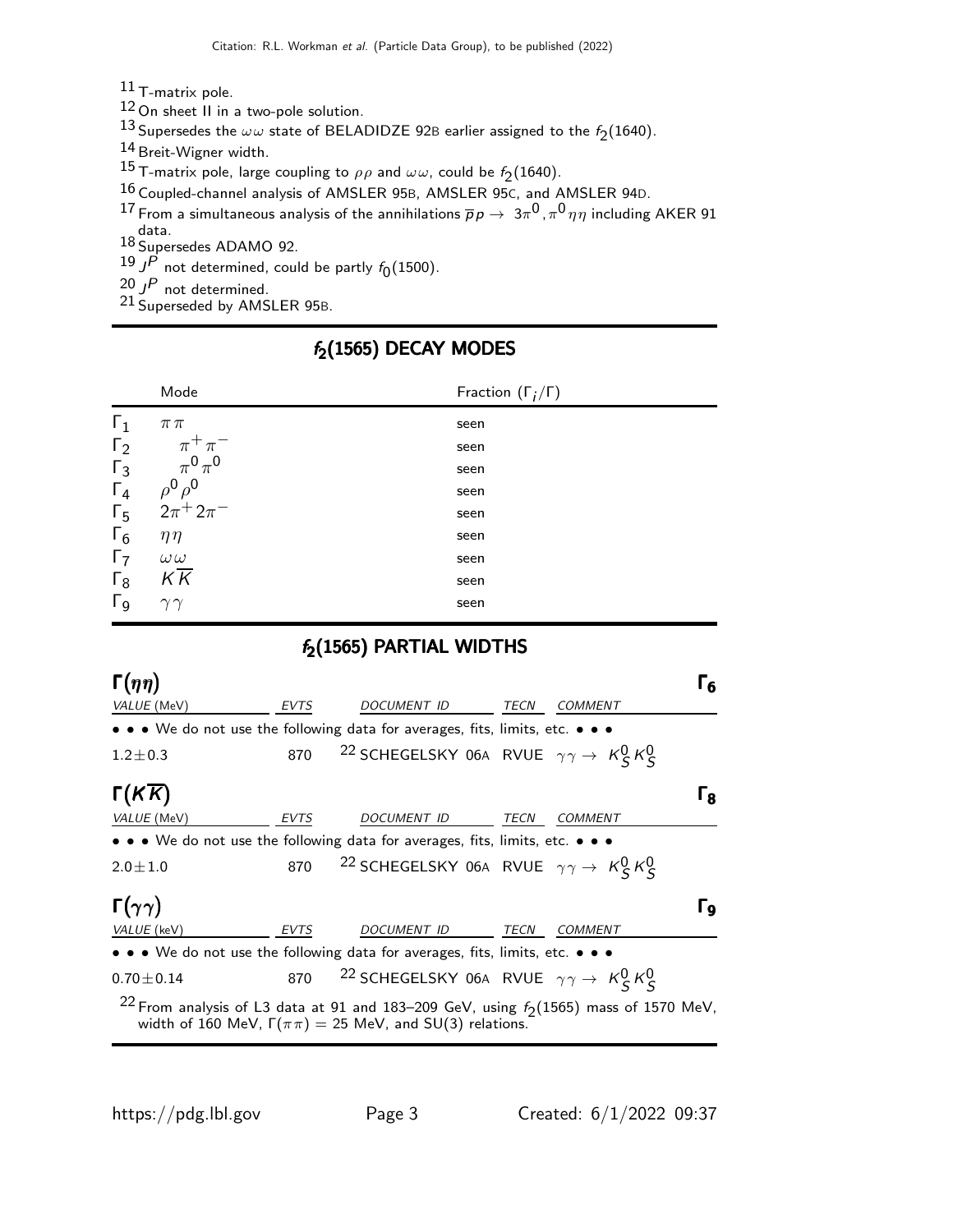[11] T-matrix pole.
[12] On sheet II in a two-pole solution.
[13] Supersedes the $\omega\omega$ state of BELADIDZE 92B earlier assigned to the $f_2(1640)$.
[14] Breit-Wigner width.
[15] T-matrix pole, large coupling to $\rho\rho$ and $\omega\omega$, could be $f_2(1640)$.
[16] Coupled-channel analysis of AMSLER 95B, AMSLER 95C, and AMSLER 94D.
[17] From a simultaneous analysis of the annihilations $\overline{p}p \to 3\pi^0, \pi^0\eta\eta$ including AKER 91 data.
[18] Supersedes ADAMO 92.
[19] $J^P$ not determined, could be partly $f_0(1500)$.
[20] $J^P$ not determined.
[21] Superseded by AMSLER 95B.

## $f_2(1565)$ DECAY MODES

| | Mode | Fraction $(\Gamma_i/\Gamma)$ |
|---|---|---|
| $\Gamma_1$ | $\pi\pi$ | seen |
| $\Gamma_2$ | $\pi^+\pi^-$ | seen |
| $\Gamma_3$ | $\pi^0\pi^0$ | seen |
| $\Gamma_4$ | $\rho^0\rho^0$ | seen |
| $\Gamma_5$ | $2\pi^+2\pi^-$ | seen |
| $\Gamma_6$ | $\eta\eta$ | seen |
| $\Gamma_7$ | $\omega\omega$ | seen |
| $\Gamma_8$ | $K\overline{K}$ | seen |
| $\Gamma_9$ | $\gamma\gamma$ | seen |

## $f_2(1565)$ PARTIAL WIDTHS

### $\Gamma(\eta\eta)$ — $\Gamma_6$

| VALUE (MeV) | EVTS | DOCUMENT ID | TECN | COMMENT |
|---|---|---|---|---|
| • • • We do not use the following data for averages, fits, limits, etc. • • • | | | | |
| $1.2\pm0.3$ | 870 | [22] SCHEGELSKY 06A | RVUE | $\gamma\gamma \to K^0_S K^0_S$ |

### $\Gamma(K\overline{K})$ — $\Gamma_8$

| VALUE (MeV) | EVTS | DOCUMENT ID | TECN | COMMENT |
|---|---|---|---|---|
| • • • We do not use the following data for averages, fits, limits, etc. • • • | | | | |
| $2.0\pm1.0$ | 870 | [22] SCHEGELSKY 06A | RVUE | $\gamma\gamma \to K^0_S K^0_S$ |

### $\Gamma(\gamma\gamma)$ — $\Gamma_9$

| VALUE (keV) | EVTS | DOCUMENT ID | TECN | COMMENT |
|---|---|---|---|---|
| • • • We do not use the following data for averages, fits, limits, etc. • • • | | | | |
| $0.70\pm0.14$ | 870 | [22] SCHEGELSKY 06A | RVUE | $\gamma\gamma \to K^0_S K^0_S$ |

[22] From analysis of L3 data at 91 and 183–209 GeV, using $f_2(1565)$ mass of 1570 MeV, width of 160 MeV, $\Gamma(\pi\pi) = 25$ MeV, and SU(3) relations.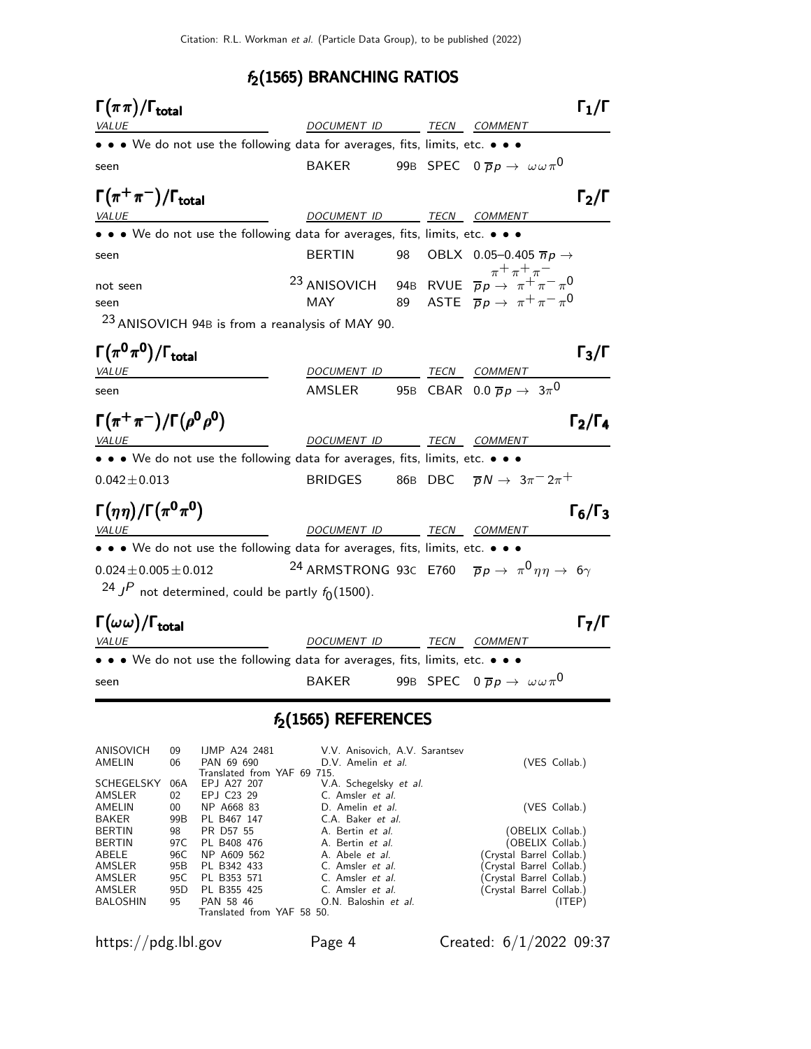## $f_2(1565)$ BRANCHING RATIOS

### $\Gamma(\pi\pi)/\Gamma_{\text{total}}$ — $\Gamma_1/\Gamma$

| VALUE | DOCUMENT ID | | TECN | COMMENT |
|---|---|---|---|---|
| • • • We do not use the following data for averages, fits, limits, etc. • • • | | | | |
| seen | BAKER | 99B | SPEC | $0\ \overline{p}p \to \omega\omega\pi^0$ |

### $\Gamma(\pi^+\pi^-)/\Gamma_{\text{total}}$ — $\Gamma_2/\Gamma$

| VALUE | DOCUMENT ID | | TECN | COMMENT |
|---|---|---|---|---|
| • • • We do not use the following data for averages, fits, limits, etc. • • • | | | | |
| seen | BERTIN | 98 | OBLX | 0.05–0.405 $\overline{n}p \to \pi^+\pi^+\pi^-$ |
| not seen | [23] ANISOVICH | 94B | RVUE | $\overline{p}p \to \pi^+\pi^-\pi^0$ |
| seen | MAY | 89 | ASTE | $\overline{p}p \to \pi^+\pi^-\pi^0$ |

[23] ANISOVICH 94B is from a reanalysis of MAY 90.

### $\Gamma(\pi^0\pi^0)/\Gamma_{\text{total}}$ — $\Gamma_3/\Gamma$

| VALUE | DOCUMENT ID | | TECN | COMMENT |
|---|---|---|---|---|
| seen | AMSLER | 95B | CBAR | $0.0\ \overline{p}p \to 3\pi^0$ |

### $\Gamma(\pi^+\pi^-)/\Gamma(\rho^0\rho^0)$ — $\Gamma_2/\Gamma_4$

| VALUE | DOCUMENT ID | | TECN | COMMENT |
|---|---|---|---|---|
| • • • We do not use the following data for averages, fits, limits, etc. • • • | | | | |
| $0.042 \pm 0.013$ | BRIDGES | 86B | DBC | $\overline{p}N \to 3\pi^- 2\pi^+$ |

### $\Gamma(\eta\eta)/\Gamma(\pi^0\pi^0)$ — $\Gamma_6/\Gamma_3$

| VALUE | DOCUMENT ID | | TECN | COMMENT |
|---|---|---|---|---|
| • • • We do not use the following data for averages, fits, limits, etc. • • • | | | | |
| $0.024 \pm 0.005 \pm 0.012$ | [24] ARMSTRONG | 93C | E760 | $\overline{p}p \to \pi^0\eta\eta \to 6\gamma$ |

[24] $J^P$ not determined, could be partly $f_0(1500)$.

### $\Gamma(\omega\omega)/\Gamma_{\text{total}}$ — $\Gamma_7/\Gamma$

| VALUE | DOCUMENT ID | | TECN | COMMENT |
|---|---|---|---|---|
| • • • We do not use the following data for averages, fits, limits, etc. • • • | | | | |
| seen | BAKER | 99B | SPEC | $0\ \overline{p}p \to \omega\omega\pi^0$ |

## $f_2(1565)$ REFERENCES

| | | | | |
|---|---|---|---|---|
| ANISOVICH | 09 | IJMP A24 2481 | V.V. Anisovich, A.V. Sarantsev | |
| AMELIN | 06 | PAN 69 690 | D.V. Amelin *et al.* | (VES Collab.) |
| | | Translated from YAF 69 715. | | |
| SCHEGELSKY | 06A | EPJ A27 207 | V.A. Schegelsky *et al.* | |
| AMSLER | 02 | EPJ C23 29 | C. Amsler *et al.* | |
| AMELIN | 00 | NP A668 83 | D. Amelin *et al.* | (VES Collab.) |
| BAKER | 99B | PL B467 147 | C.A. Baker *et al.* | |
| BERTIN | 98 | PR D57 55 | A. Bertin *et al.* | (OBELIX Collab.) |
| BERTIN | 97C | PL B408 476 | A. Bertin *et al.* | (OBELIX Collab.) |
| ABELE | 96C | NP A609 562 | A. Abele *et al.* | (Crystal Barrel Collab.) |
| AMSLER | 95B | PL B342 433 | C. Amsler *et al.* | (Crystal Barrel Collab.) |
| AMSLER | 95C | PL B353 571 | C. Amsler *et al.* | (Crystal Barrel Collab.) |
| AMSLER | 95D | PL B355 425 | C. Amsler *et al.* | (Crystal Barrel Collab.) |
| BALOSHIN | 95 | PAN 58 46 | O.N. Baloshin *et al.* | (ITEP) |
| | | Translated from YAF 58 50. | | |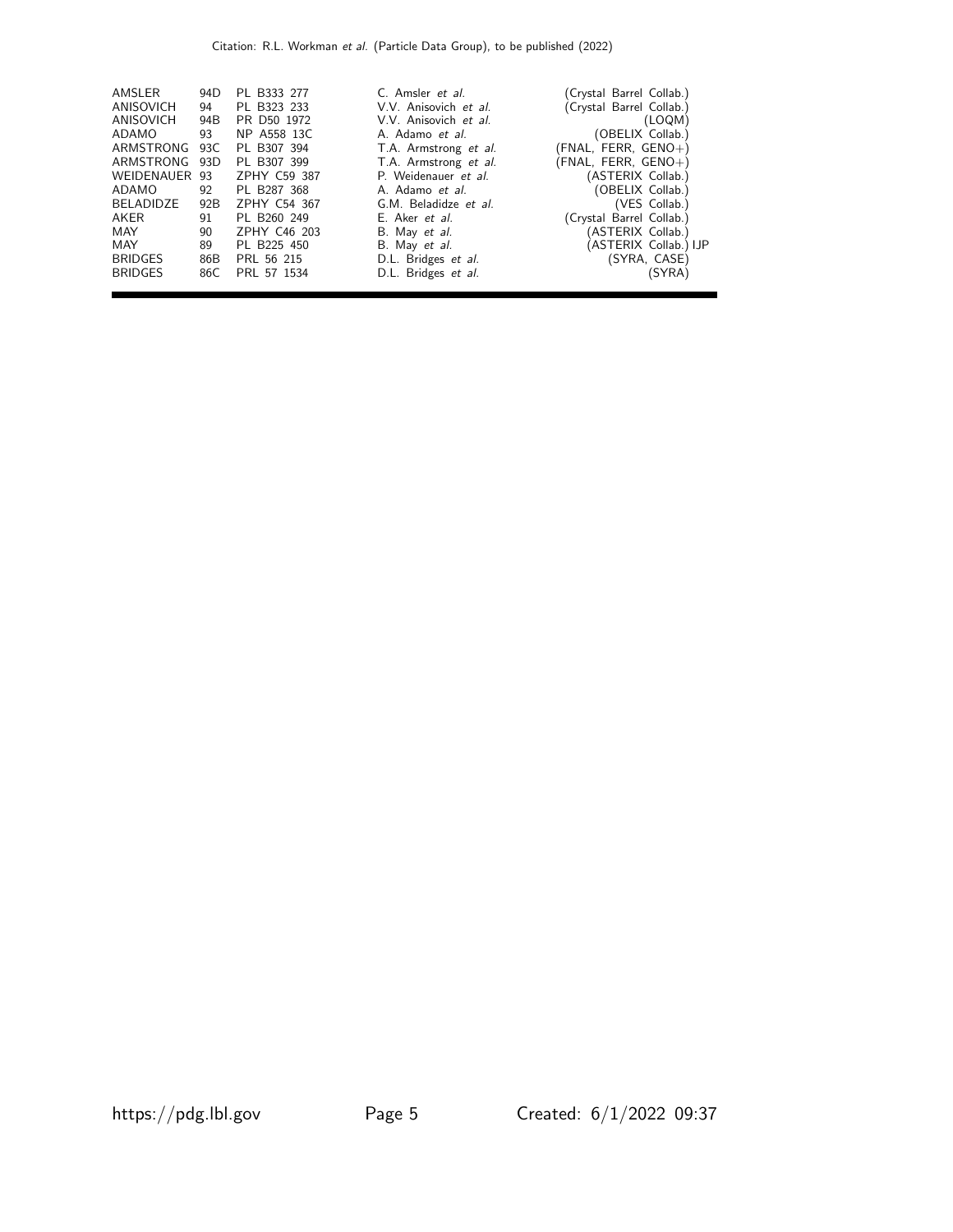| | | | | |
|---|---|---|---|---|
| AMSLER | 94D | PL B333 277 | C. Amsler *et al.* | (Crystal Barrel Collab.) |
| ANISOVICH | 94 | PL B323 233 | V.V. Anisovich *et al.* | (Crystal Barrel Collab.) |
| ANISOVICH | 94B | PR D50 1972 | V.V. Anisovich *et al.* | (LOQM) |
| ADAMO | 93 | NP A558 13C | A. Adamo *et al.* | (OBELIX Collab.) |
| ARMSTRONG | 93C | PL B307 394 | T.A. Armstrong *et al.* | (FNAL, FERR, GENO+) |
| ARMSTRONG | 93D | PL B307 399 | T.A. Armstrong *et al.* | (FNAL, FERR, GENO+) |
| WEIDENAUER | 93 | ZPHY C59 387 | P. Weidenauer *et al.* | (ASTERIX Collab.) |
| ADAMO | 92 | PL B287 368 | A. Adamo *et al.* | (OBELIX Collab.) |
| BELADIDZE | 92B | ZPHY C54 367 | G.M. Beladidze *et al.* | (VES Collab.) |
| AKER | 91 | PL B260 249 | E. Aker *et al.* | (Crystal Barrel Collab.) |
| MAY | 90 | ZPHY C46 203 | B. May *et al.* | (ASTERIX Collab.) |
| MAY | 89 | PL B225 450 | B. May *et al.* | (ASTERIX Collab.) IJP |
| BRIDGES | 86B | PRL 56 215 | D.L. Bridges *et al.* | (SYRA, CASE) |
| BRIDGES | 86C | PRL 57 1534 | D.L. Bridges *et al.* | (SYRA) |